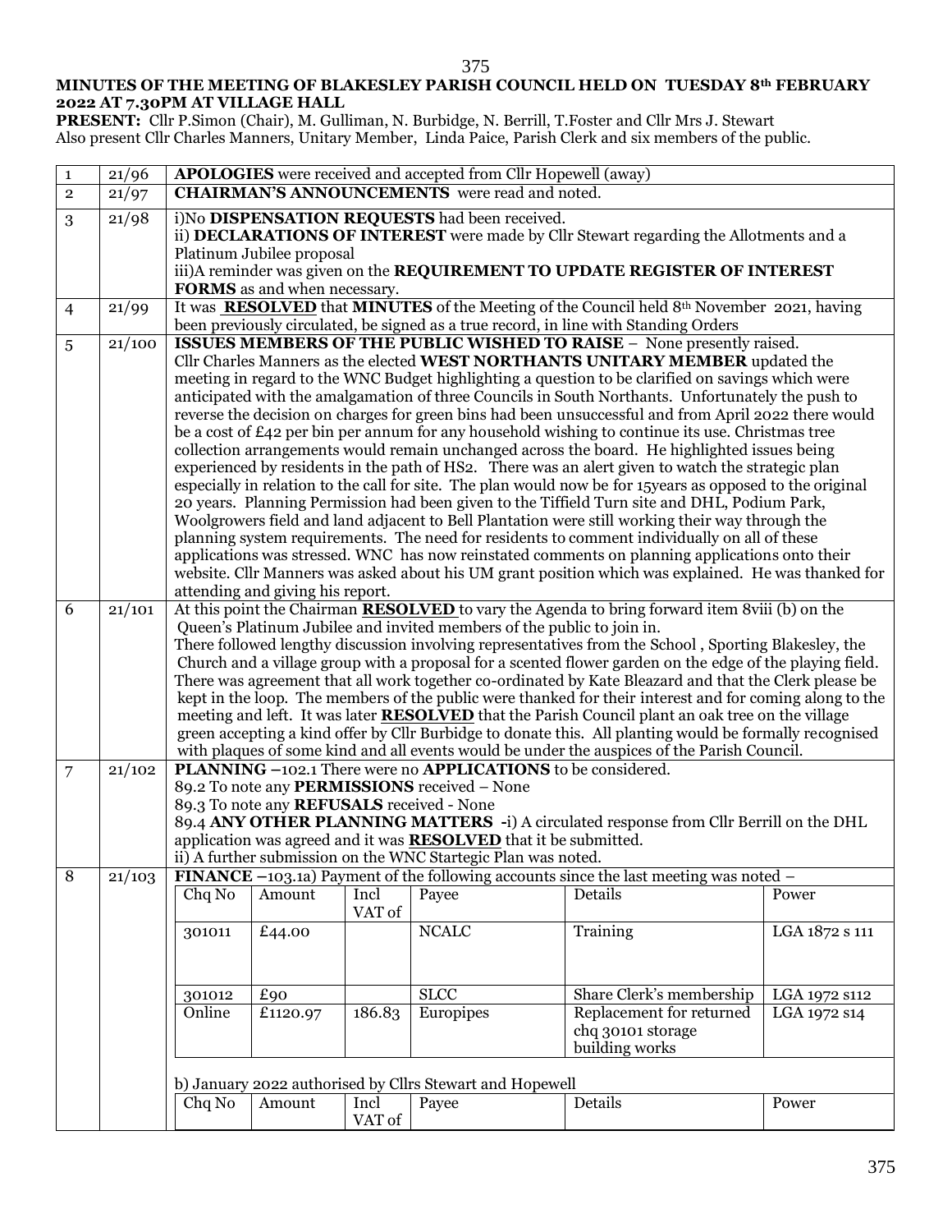**MINUTES OF THE MEETING OF BLAKESLEY PARISH COUNCIL HELD ON TUESDAY 8th FEBRUARY 2022 AT 7.30PM AT VILLAGE HALL**

**PRESENT:** Cllr P.Simon (Chair), M. Gulliman, N. Burbidge, N. Berrill, T.Foster and Cllr Mrs J. Stewart
Also present Cllr Charles Manners, Unitary Member, Linda Paice, Parish Clerk and six members of the public.

| | | |
|---|---|---|
| 1 | 21/96 | **APOLOGIES** were received and accepted from Cllr Hopewell (away) |
| 2 | 21/97 | **CHAIRMAN'S ANNOUNCEMENTS** were read and noted. |
| 3 | 21/98 | i)No **DISPENSATION REQUESTS** had been received.<br>ii) **DECLARATIONS OF INTEREST** were made by Cllr Stewart regarding the Allotments and a Platinum Jubilee proposal<br>iii)A reminder was given on the **REQUIREMENT TO UPDATE REGISTER OF INTEREST FORMS** as and when necessary. |
| 4 | 21/99 | It was **RESOLVED** that **MINUTES** of the Meeting of the Council held 8th November 2021, having been previously circulated, be signed as a true record, in line with Standing Orders |
| 5 | 21/100 | **ISSUES MEMBERS OF THE PUBLIC WISHED TO RAISE** – None presently raised.<br>Cllr Charles Manners as the elected **WEST NORTHANTS UNITARY MEMBER** updated the meeting in regard to the WNC Budget highlighting a question to be clarified on savings which were anticipated with the amalgamation of three Councils in South Northants. Unfortunately the push to reverse the decision on charges for green bins had been unsuccessful and from April 2022 there would be a cost of £42 per bin per annum for any household wishing to continue its use. Christmas tree collection arrangements would remain unchanged across the board. He highlighted issues being experienced by residents in the path of HS2. There was an alert given to watch the strategic plan especially in relation to the call for site. The plan would now be for 15years as opposed to the original 20 years. Planning Permission had been given to the Tiffield Turn site and DHL, Podium Park, Woolgrowers field and land adjacent to Bell Plantation were still working their way through the planning system requirements. The need for residents to comment individually on all of these applications was stressed. WNC has now reinstated comments on planning applications onto their website. Cllr Manners was asked about his UM grant position which was explained. He was thanked for attending and giving his report. |
| 6 | 21/101 | At this point the Chairman **RESOLVED** to vary the Agenda to bring forward item 8viii (b) on the Queen's Platinum Jubilee and invited members of the public to join in.<br>There followed lengthy discussion involving representatives from the School , Sporting Blakesley, the Church and a village group with a proposal for a scented flower garden on the edge of the playing field. There was agreement that all work together co-ordinated by Kate Bleazard and that the Clerk please be kept in the loop. The members of the public were thanked for their interest and for coming along to the meeting and left. It was later **RESOLVED** that the Parish Council plant an oak tree on the village green accepting a kind offer by Cllr Burbidge to donate this. All planting would be formally recognised with plaques of some kind and all events would be under the auspices of the Parish Council. |
| 7 | 21/102 | **PLANNING** –102.1 There were no **APPLICATIONS** to be considered.<br>89.2 To note any **PERMISSIONS** received – None<br>89.3 To note any **REFUSALS** received - None<br>89.4 **ANY OTHER PLANNING MATTERS** -i) A circulated response from Cllr Berrill on the DHL application was agreed and it was **RESOLVED** that it be submitted.<br>ii) A further submission on the WNC Startegic Plan was noted. |
| 8 | 21/103 | **FINANCE** –103.1a) Payment of the following accounts since the last meeting was noted – |

| Chq No | Amount | Incl VAT of | Payee | Details | Power |
|---|---|---|---|---|---|
| 301011 | £44.00 | | NCALC | Training | LGA 1872 s 111 |
| 301012 | £90 | | SLCC | Share Clerk's membership | LGA 1972 s112 |
| Online | £1120.97 | 186.83 | Europipes | Replacement for returned chq 30101 storage building works | LGA 1972 s14 |

b) January 2022 authorised by Cllrs Stewart and Hopewell

| Chq No | Amount | Incl VAT of | Payee | Details | Power |
|---|---|---|---|---|---|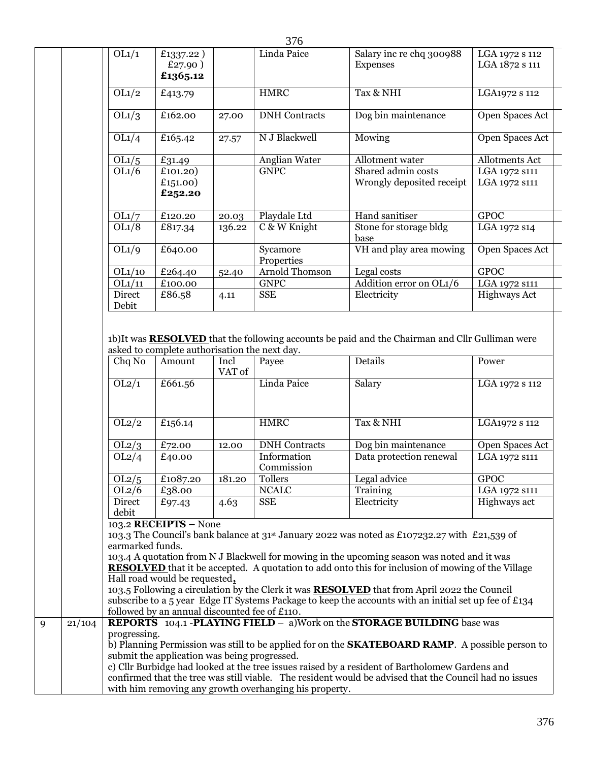| Chq No | Amount | Incl VAT of | Payee | Details | Power |
|---|---|---|---|---|---|
| OL1/1 | £1337.22 ) £27.90 ) **£1365.12** | | Linda Paice | Salary inc re chq 300988 Expenses | LGA 1972 s 112 LGA 1872 s 111 |
| OL1/2 | £413.79 | | HMRC | Tax & NHI | LGA1972 s 112 |
| OL1/3 | £162.00 | 27.00 | DNH Contracts | Dog bin maintenance | Open Spaces Act |
| OL1/4 | £165.42 | 27.57 | N J Blackwell | Mowing | Open Spaces Act |
| OL1/5 | £31.49 | | Anglian Water | Allotment water | Allotments Act |
| OL1/6 | £101.20) £151.00) **£252.20** | | GNPC | Shared admin costs Wrongly deposited receipt | LGA 1972 s111 LGA 1972 s111 |
| OL1/7 | £120.20 | 20.03 | Playdale Ltd | Hand sanitiser | GPOC |
| OL1/8 | £817.34 | 136.22 | C & W Knight | Stone for storage bldg base | LGA 1972 s14 |
| OL1/9 | £640.00 | | Sycamore Properties | VH and play area mowing | Open Spaces Act |
| OL1/10 | £264.40 | 52.40 | Arnold Thomson | Legal costs | GPOC |
| OL1/11 | £100.00 | | GNPC | Addition error on OL1/6 | LGA 1972 s111 |
| Direct Debit | £86.58 | 4.11 | SSE | Electricity | Highways Act |

1b)It was **RESOLVED** that the following accounts be paid and the Chairman and Cllr Gulliman were asked to complete authorisation the next day.

| Chq No | Amount | Incl VAT of | Payee | Details | Power |
|---|---|---|---|---|---|
| OL2/1 | £661.56 | | Linda Paice | Salary | LGA 1972 s 112 |
| OL2/2 | £156.14 | | HMRC | Tax & NHI | LGA1972 s 112 |
| OL2/3 | £72.00 | 12.00 | DNH Contracts | Dog bin maintenance | Open Spaces Act |
| OL2/4 | £40.00 | | Information Commission | Data protection renewal | LGA 1972 s111 |
| OL2/5 | £1087.20 | 181.20 | Tollers | Legal advice | GPOC |
| OL2/6 | £38.00 | | NCALC | Training | LGA 1972 s111 |
| Direct debit | £97.43 | 4.63 | SSE | Electricity | Highways act |

103.2 **RECEIPTS** – None

103.3 The Council's bank balance at 31st January 2022 was noted as £107232.27 with £21,539 of earmarked funds.

103.4 A quotation from N J Blackwell for mowing in the upcoming season was noted and it was **RESOLVED** that it be accepted. A quotation to add onto this for inclusion of mowing of the Village Hall road would be requested**,**

103.5 Following a circulation by the Clerk it was **RESOLVED** that from April 2022 the Council subscribe to a 5 year Edge IT Systems Package to keep the accounts with an initial set up fee of £134 followed by an annual discounted fee of £110.

| 9 | 21/104 | **REPORTS** 104.1 -**PLAYING FIELD** – a)Work on the **STORAGE BUILDING** base was progressing. b) Planning Permission was still to be applied for on the **SKATEBOARD RAMP**. A possible person to submit the application was being progressed. c) Cllr Burbidge had looked at the tree issues raised by a resident of Bartholomew Gardens and confirmed that the tree was still viable. The resident would be advised that the Council had no issues with him removing any growth overhanging his property. |
|---|---|---|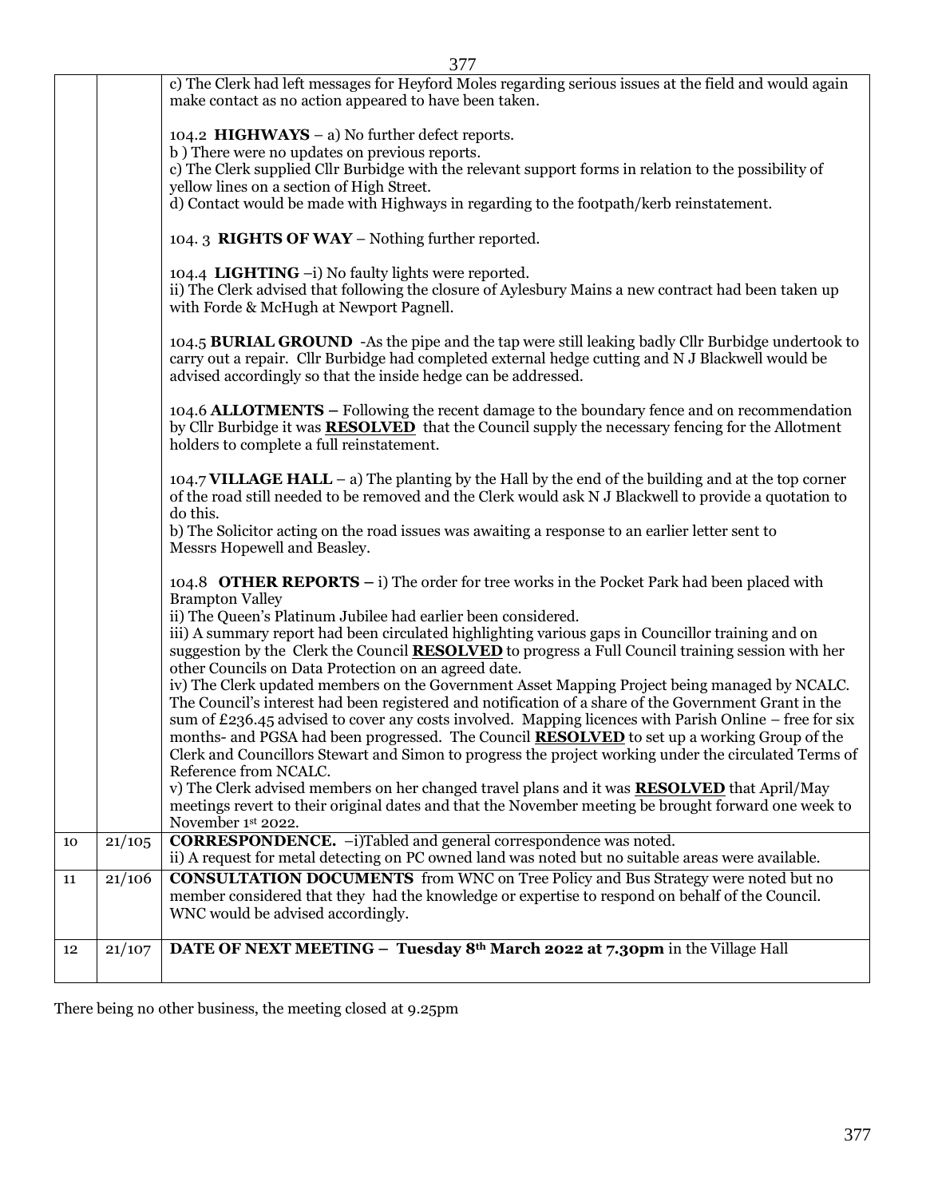| | | |
|---|---|---|
| | | c) The Clerk had left messages for Heyford Moles regarding serious issues at the field and would again make contact as no action appeared to have been taken.<br><br>104.2 **HIGHWAYS** – a) No further defect reports.<br>b ) There were no updates on previous reports.<br>c) The Clerk supplied Cllr Burbidge with the relevant support forms in relation to the possibility of yellow lines on a section of High Street.<br>d) Contact would be made with Highways in regarding to the footpath/kerb reinstatement.<br><br>104. 3 **RIGHTS OF WAY** – Nothing further reported.<br><br>104.4 **LIGHTING** –i) No faulty lights were reported.<br>ii) The Clerk advised that following the closure of Aylesbury Mains a new contract had been taken up with Forde & McHugh at Newport Pagnell.<br><br>104.5 **BURIAL GROUND** -As the pipe and the tap were still leaking badly Cllr Burbidge undertook to carry out a repair. Cllr Burbidge had completed external hedge cutting and N J Blackwell would be advised accordingly so that the inside hedge can be addressed.<br><br>104.6 **ALLOTMENTS –** Following the recent damage to the boundary fence and on recommendation by Cllr Burbidge it was **RESOLVED** that the Council supply the necessary fencing for the Allotment holders to complete a full reinstatement.<br><br>104.7 **VILLAGE HALL** – a) The planting by the Hall by the end of the building and at the top corner of the road still needed to be removed and the Clerk would ask N J Blackwell to provide a quotation to do this.<br>b) The Solicitor acting on the road issues was awaiting a response to an earlier letter sent to Messrs Hopewell and Beasley.<br><br>104.8 **OTHER REPORTS –** i) The order for tree works in the Pocket Park had been placed with Brampton Valley<br>ii) The Queen's Platinum Jubilee had earlier been considered.<br>iii) A summary report had been circulated highlighting various gaps in Councillor training and on suggestion by the Clerk the Council **RESOLVED** to progress a Full Council training session with her other Councils on Data Protection on an agreed date.<br>iv) The Clerk updated members on the Government Asset Mapping Project being managed by NCALC. The Council's interest had been registered and notification of a share of the Government Grant in the sum of £236.45 advised to cover any costs involved. Mapping licences with Parish Online – free for six months- and PGSA had been progressed. The Council **RESOLVED** to set up a working Group of the Clerk and Councillors Stewart and Simon to progress the project working under the circulated Terms of Reference from NCALC.<br>v) The Clerk advised members on her changed travel plans and it was **RESOLVED** that April/May meetings revert to their original dates and that the November meeting be brought forward one week to November 1st 2022. |
| 10 | 21/105 | **CORRESPONDENCE.** –i)Tabled and general correspondence was noted.<br>ii) A request for metal detecting on PC owned land was noted but no suitable areas were available. |
| 11 | 21/106 | **CONSULTATION DOCUMENTS** from WNC on Tree Policy and Bus Strategy were noted but no member considered that they had the knowledge or expertise to respond on behalf of the Council. WNC would be advised accordingly. |
| 12 | 21/107 | **DATE OF NEXT MEETING – Tuesday 8th March 2022 at 7.30pm** in the Village Hall |

There being no other business, the meeting closed at 9.25pm